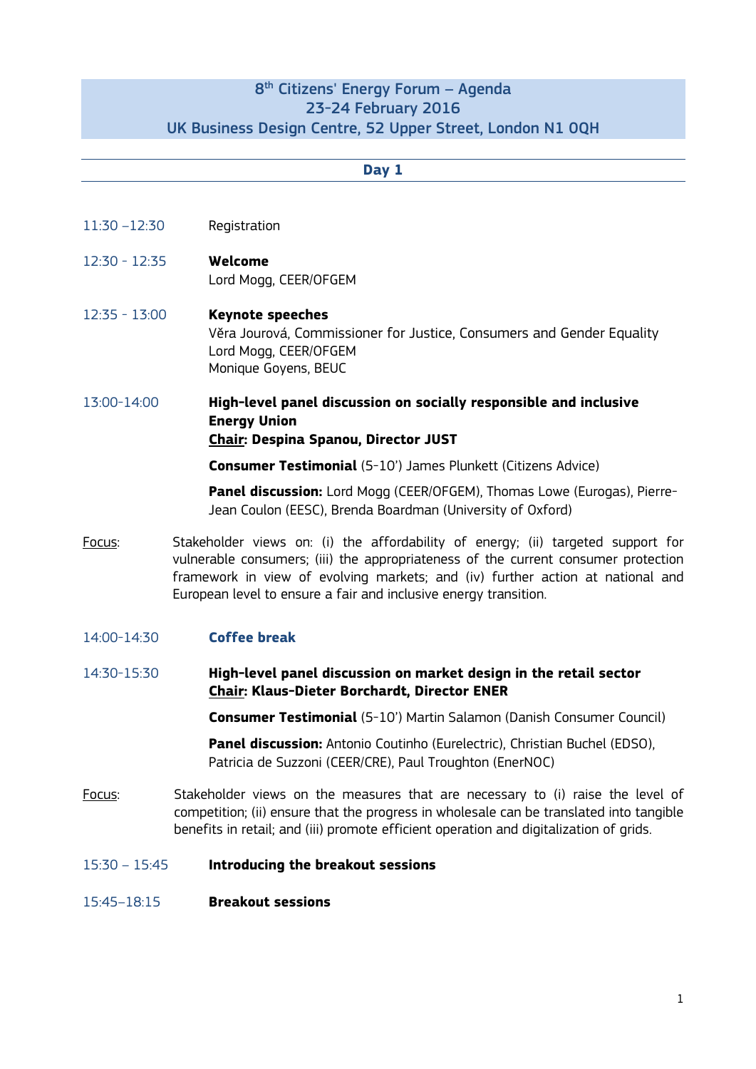# 8th Citizens' Energy Forum – Agenda
## 23-24 February 2016
## UK Business Design Centre, 52 Upper Street, London N1 0QH

## Day 1

11:30 –12:30 Registration

12:30 - 12:35 **Welcome**
Lord Mogg, CEER/OFGEM

12:35 - 13:00 **Keynote speeches**
Věra Jourová, Commissioner for Justice, Consumers and Gender Equality
Lord Mogg, CEER/OFGEM
Monique Goyens, BEUC

13:00-14:00 **High-level panel discussion on socially responsible and inclusive Energy Union**
**Chair: Despina Spanou, Director JUST**

**Consumer Testimonial** (5-10') James Plunkett (Citizens Advice)

**Panel discussion:** Lord Mogg (CEER/OFGEM), Thomas Lowe (Eurogas), Pierre-Jean Coulon (EESC), Brenda Boardman (University of Oxford)

Focus: Stakeholder views on: (i) the affordability of energy; (ii) targeted support for vulnerable consumers; (iii) the appropriateness of the current consumer protection framework in view of evolving markets; and (iv) further action at national and European level to ensure a fair and inclusive energy transition.

14:00-14:30 **Coffee break**

14:30-15:30 **High-level panel discussion on market design in the retail sector**
**Chair: Klaus-Dieter Borchardt, Director ENER**

**Consumer Testimonial** (5-10') Martin Salamon (Danish Consumer Council)

**Panel discussion:** Antonio Coutinho (Eurelectric), Christian Buchel (EDSO), Patricia de Suzzoni (CEER/CRE), Paul Troughton (EnerNOC)

Focus: Stakeholder views on the measures that are necessary to (i) raise the level of competition; (ii) ensure that the progress in wholesale can be translated into tangible benefits in retail; and (iii) promote efficient operation and digitalization of grids.

15:30 – 15:45 **Introducing the breakout sessions**

15:45–18:15 **Breakout sessions**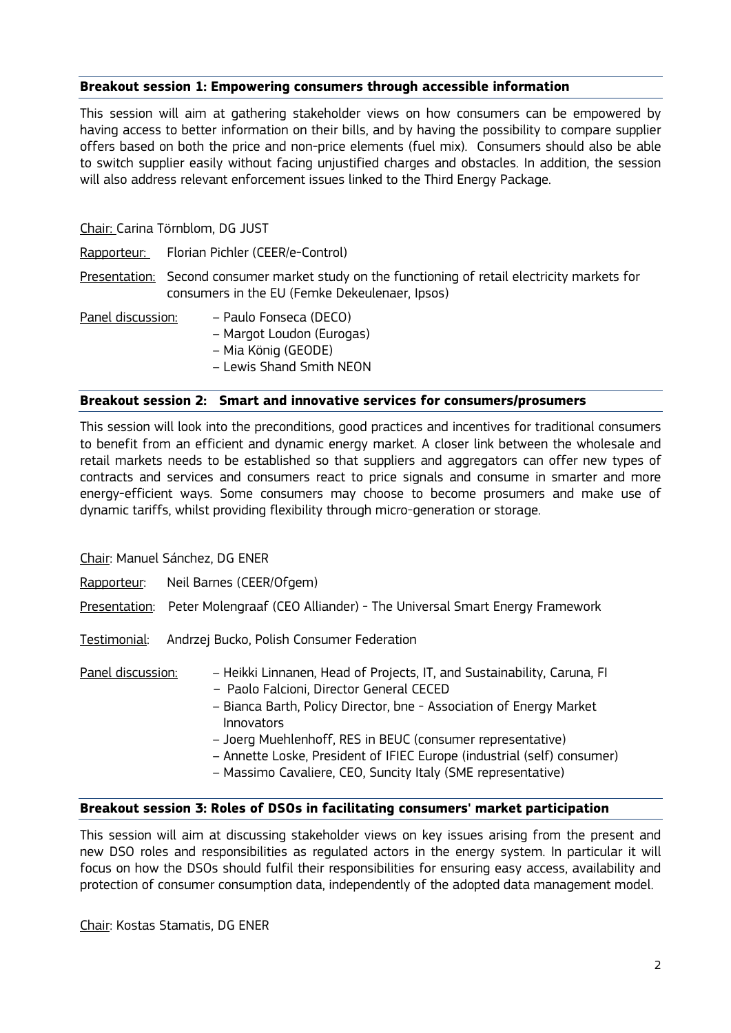**Breakout session 1: Empowering consumers through accessible information**

This session will aim at gathering stakeholder views on how consumers can be empowered by having access to better information on their bills, and by having the possibility to compare supplier offers based on both the price and non-price elements (fuel mix). Consumers should also be able to switch supplier easily without facing unjustified charges and obstacles. In addition, the session will also address relevant enforcement issues linked to the Third Energy Package.

Chair: Carina Törnblom, DG JUST

Rapporteur: Florian Pichler (CEER/e-Control)

Presentation: Second consumer market study on the functioning of retail electricity markets for consumers in the EU (Femke Dekeulenaer, Ipsos)

Panel discussion:
- Paulo Fonseca (DECO)
- Margot Loudon (Eurogas)
- Mia König (GEODE)
- Lewis Shand Smith NEON

**Breakout session 2: Smart and innovative services for consumers/prosumers**

This session will look into the preconditions, good practices and incentives for traditional consumers to benefit from an efficient and dynamic energy market. A closer link between the wholesale and retail markets needs to be established so that suppliers and aggregators can offer new types of contracts and services and consumers react to price signals and consume in smarter and more energy-efficient ways. Some consumers may choose to become prosumers and make use of dynamic tariffs, whilst providing flexibility through micro-generation or storage.

Chair: Manuel Sánchez, DG ENER

Rapporteur: Neil Barnes (CEER/Ofgem)

Presentation: Peter Molengraaf (CEO Alliander) - The Universal Smart Energy Framework

Testimonial: Andrzej Bucko, Polish Consumer Federation

Panel discussion:
- Heikki Linnanen, Head of Projects, IT, and Sustainability, Caruna, FI
- Paolo Falcioni, Director General CECED
- Bianca Barth, Policy Director, bne - Association of Energy Market Innovators
- Joerg Muehlenhoff, RES in BEUC (consumer representative)
- Annette Loske, President of IFIEC Europe (industrial (self) consumer)
- Massimo Cavaliere, CEO, Suncity Italy (SME representative)

**Breakout session 3: Roles of DSOs in facilitating consumers' market participation**

This session will aim at discussing stakeholder views on key issues arising from the present and new DSO roles and responsibilities as regulated actors in the energy system. In particular it will focus on how the DSOs should fulfil their responsibilities for ensuring easy access, availability and protection of consumer consumption data, independently of the adopted data management model.

Chair: Kostas Stamatis, DG ENER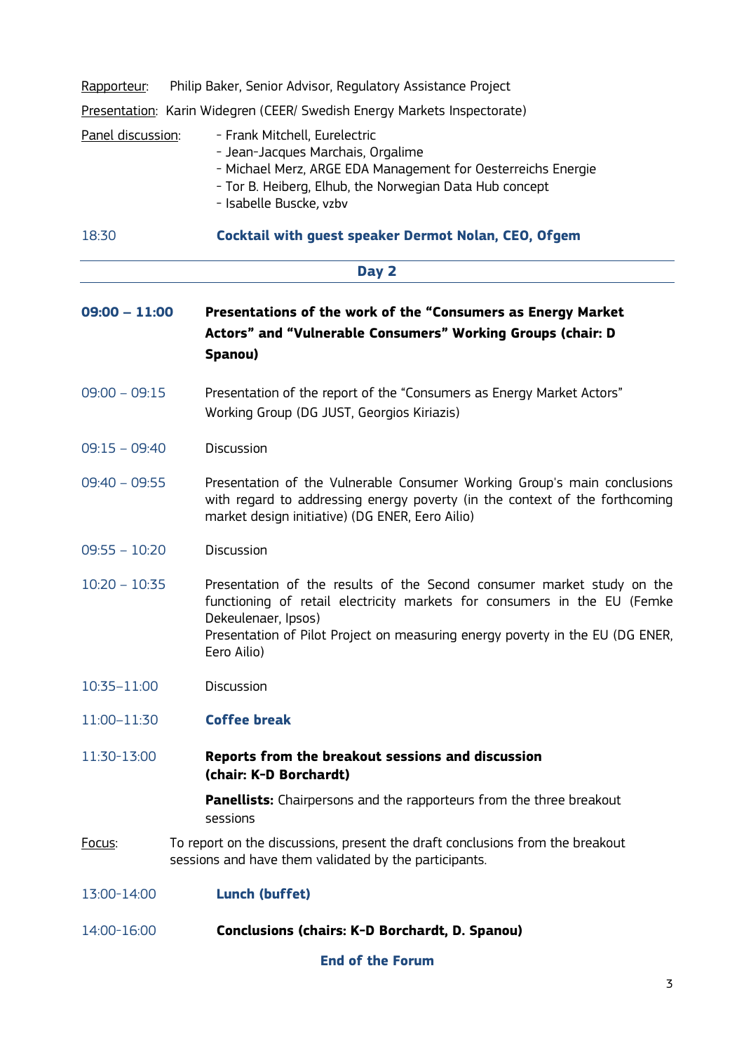Rapporteur: Philip Baker, Senior Advisor, Regulatory Assistance Project

Presentation: Karin Widegren (CEER/ Swedish Energy Markets Inspectorate)

Panel discussion:
- Frank Mitchell, Eurelectric
- Jean-Jacques Marchais, Orgalime
- Michael Merz, ARGE EDA Management for Oesterreichs Energie
- Tor B. Heiberg, Elhub, the Norwegian Data Hub concept
- Isabelle Buscke, vzbv

18:30 **Cocktail with guest speaker Dermot Nolan, CEO, Ofgem**

## Day 2

**09:00 – 11:00** **Presentations of the work of the "Consumers as Energy Market Actors" and "Vulnerable Consumers" Working Groups (chair: D Spanou)**

09:00 – 09:15 Presentation of the report of the "Consumers as Energy Market Actors" Working Group (DG JUST, Georgios Kiriazis)

09:15 – 09:40 Discussion

09:40 – 09:55 Presentation of the Vulnerable Consumer Working Group's main conclusions with regard to addressing energy poverty (in the context of the forthcoming market design initiative) (DG ENER, Eero Ailio)

09:55 – 10:20 Discussion

10:20 – 10:35 Presentation of the results of the Second consumer market study on the functioning of retail electricity markets for consumers in the EU (Femke Dekeulenaer, Ipsos)
Presentation of Pilot Project on measuring energy poverty in the EU (DG ENER, Eero Ailio)

10:35–11:00 Discussion

11:00–11:30 **Coffee break**

11:30-13:00 **Reports from the breakout sessions and discussion (chair: K-D Borchardt)**

**Panellists:** Chairpersons and the rapporteurs from the three breakout sessions

Focus: To report on the discussions, present the draft conclusions from the breakout sessions and have them validated by the participants.

13:00-14:00 **Lunch (buffet)**

14:00-16:00 **Conclusions (chairs: K-D Borchardt, D. Spanou)**

**End of the Forum**